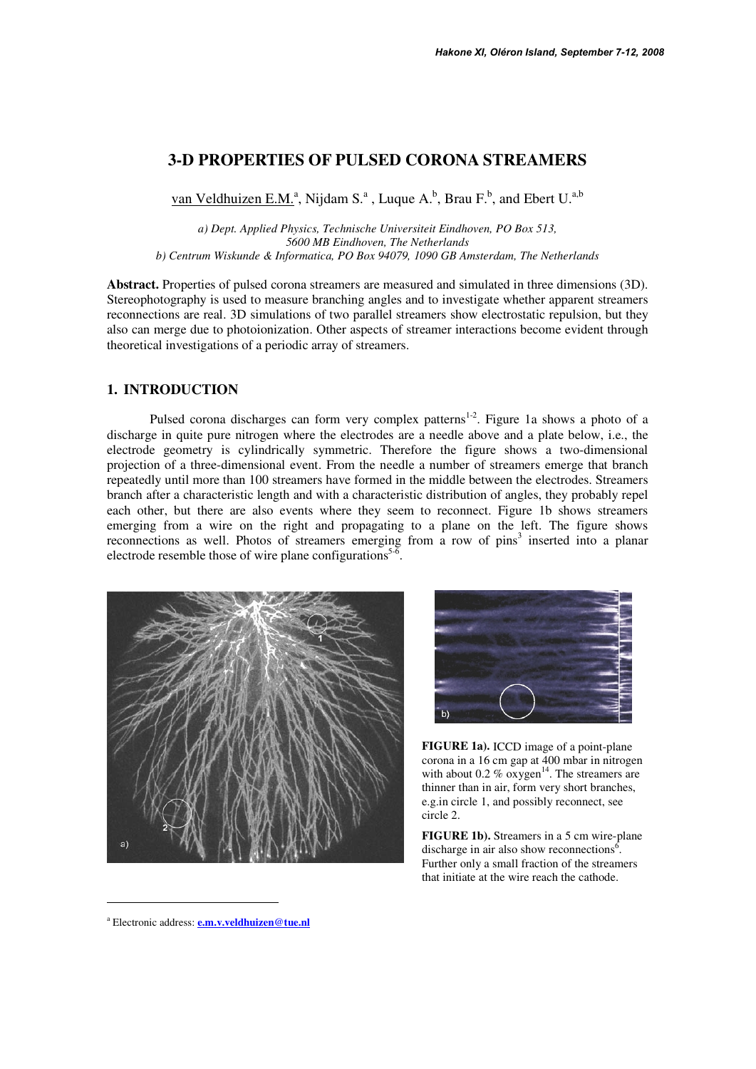# 3-D PROPERTIES OF PULSED CORONA STREAMERS

van Veldhuizen E.M.[a], Nijdam S.[a], Luque A.[b], Brau F.[b], and Ebert U.[a,b]

*a) Dept. Applied Physics, Technische Universiteit Eindhoven, PO Box 513, 5600 MB Eindhoven, The Netherlands*
*b) Centrum Wiskunde & Informatica, PO Box 94079, 1090 GB Amsterdam, The Netherlands*

**Abstract.** Properties of pulsed corona streamers are measured and simulated in three dimensions (3D). Stereophotography is used to measure branching angles and to investigate whether apparent streamers reconnections are real. 3D simulations of two parallel streamers show electrostatic repulsion, but they also can merge due to photoionization. Other aspects of streamer interactions become evident through theoretical investigations of a periodic array of streamers.

## 1. INTRODUCTION

Pulsed corona discharges can form very complex patterns[1-2]. Figure 1a shows a photo of a discharge in quite pure nitrogen where the electrodes are a needle above and a plate below, i.e., the electrode geometry is cylindrically symmetric. Therefore the figure shows a two-dimensional projection of a three-dimensional event. From the needle a number of streamers emerge that branch repeatedly until more than 100 streamers have formed in the middle between the electrodes. Streamers branch after a characteristic length and with a characteristic distribution of angles, they probably repel each other, but there are also events where they seem to reconnect. Figure 1b shows streamers emerging from a wire on the right and propagating to a plane on the left. The figure shows reconnections as well. Photos of streamers emerging from a row of pins[3] inserted into a planar electrode resemble those of wire plane configurations[5-6].

**FIGURE 1a).** ICCD image of a point-plane corona in a 16 cm gap at 400 mbar in nitrogen with about 0.2 % oxygen[14]. The streamers are thinner than in air, form very short branches, e.g.in circle 1, and possibly reconnect, see circle 2.

**FIGURE 1b).** Streamers in a 5 cm wire-plane discharge in air also show reconnections[6]. Further only a small fraction of the streamers that initiate at the wire reach the cathode.

[a] Electronic address: **e.m.v.veldhuizen@tue.nl**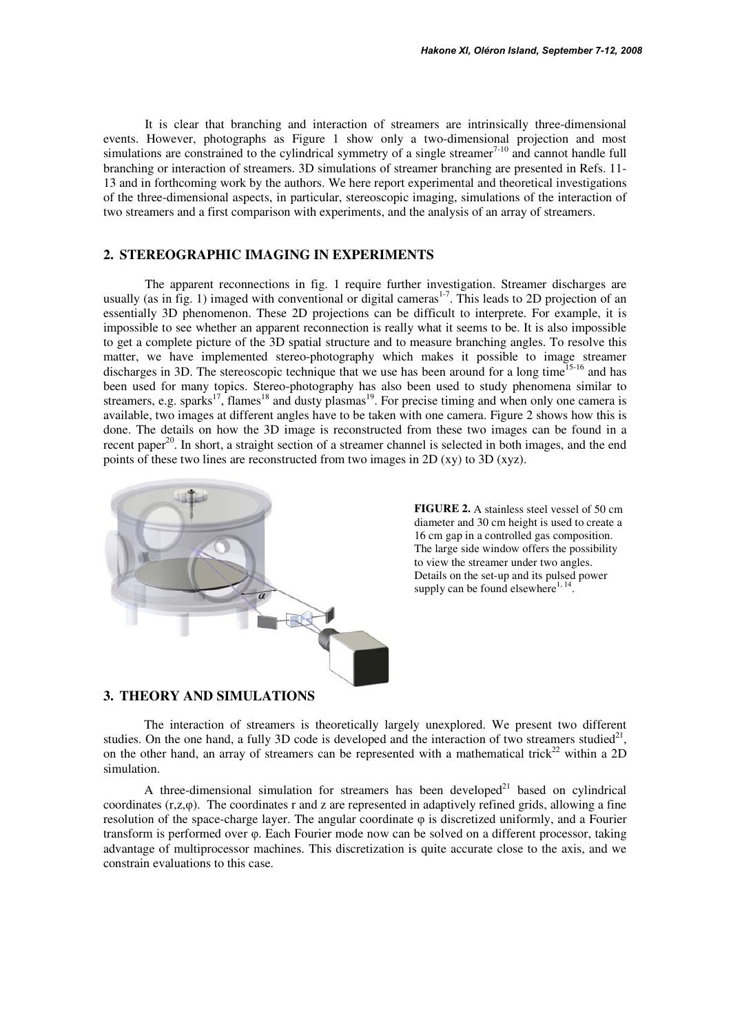It is clear that branching and interaction of streamers are intrinsically three-dimensional events. However, photographs as Figure 1 show only a two-dimensional projection and most simulations are constrained to the cylindrical symmetry of a single streamer[7-10] and cannot handle full branching or interaction of streamers. 3D simulations of streamer branching are presented in Refs. 11-13 and in forthcoming work by the authors. We here report experimental and theoretical investigations of the three-dimensional aspects, in particular, stereoscopic imaging, simulations of the interaction of two streamers and a first comparison with experiments, and the analysis of an array of streamers.

## 2. STEREOGRAPHIC IMAGING IN EXPERIMENTS

The apparent reconnections in fig. 1 require further investigation. Streamer discharges are usually (as in fig. 1) imaged with conventional or digital cameras[1-7]. This leads to 2D projection of an essentially 3D phenomenon. These 2D projections can be difficult to interprete. For example, it is impossible to see whether an apparent reconnection is really what it seems to be. It is also impossible to get a complete picture of the 3D spatial structure and to measure branching angles. To resolve this matter, we have implemented stereo-photography which makes it possible to image streamer discharges in 3D. The stereoscopic technique that we use has been around for a long time[15-16] and has been used for many topics. Stereo-photography has also been used to study phenomena similar to streamers, e.g. sparks[17], flames[18] and dusty plasmas[19]. For precise timing and when only one camera is available, two images at different angles have to be taken with one camera. Figure 2 shows how this is done. The details on how the 3D image is reconstructed from these two images can be found in a recent paper[20]. In short, a straight section of a streamer channel is selected in both images, and the end points of these two lines are reconstructed from two images in 2D (xy) to 3D (xyz).

**FIGURE 2.** A stainless steel vessel of 50 cm diameter and 30 cm height is used to create a 16 cm gap in a controlled gas composition. The large side window offers the possibility to view the streamer under two angles. Details on the set-up and its pulsed power supply can be found elsewhere[1, 14].

## 3. THEORY AND SIMULATIONS

The interaction of streamers is theoretically largely unexplored. We present two different studies. On the one hand, a fully 3D code is developed and the interaction of two streamers studied[21], on the other hand, an array of streamers can be represented with a mathematical trick[22] within a 2D simulation.

A three-dimensional simulation for streamers has been developed[21] based on cylindrical coordinates ($r,z,\varphi$). The coordinates r and z are represented in adaptively refined grids, allowing a fine resolution of the space-charge layer. The angular coordinate $\varphi$ is discretized uniformly, and a Fourier transform is performed over $\varphi$. Each Fourier mode now can be solved on a different processor, taking advantage of multiprocessor machines. This discretization is quite accurate close to the axis, and we constrain evaluations to this case.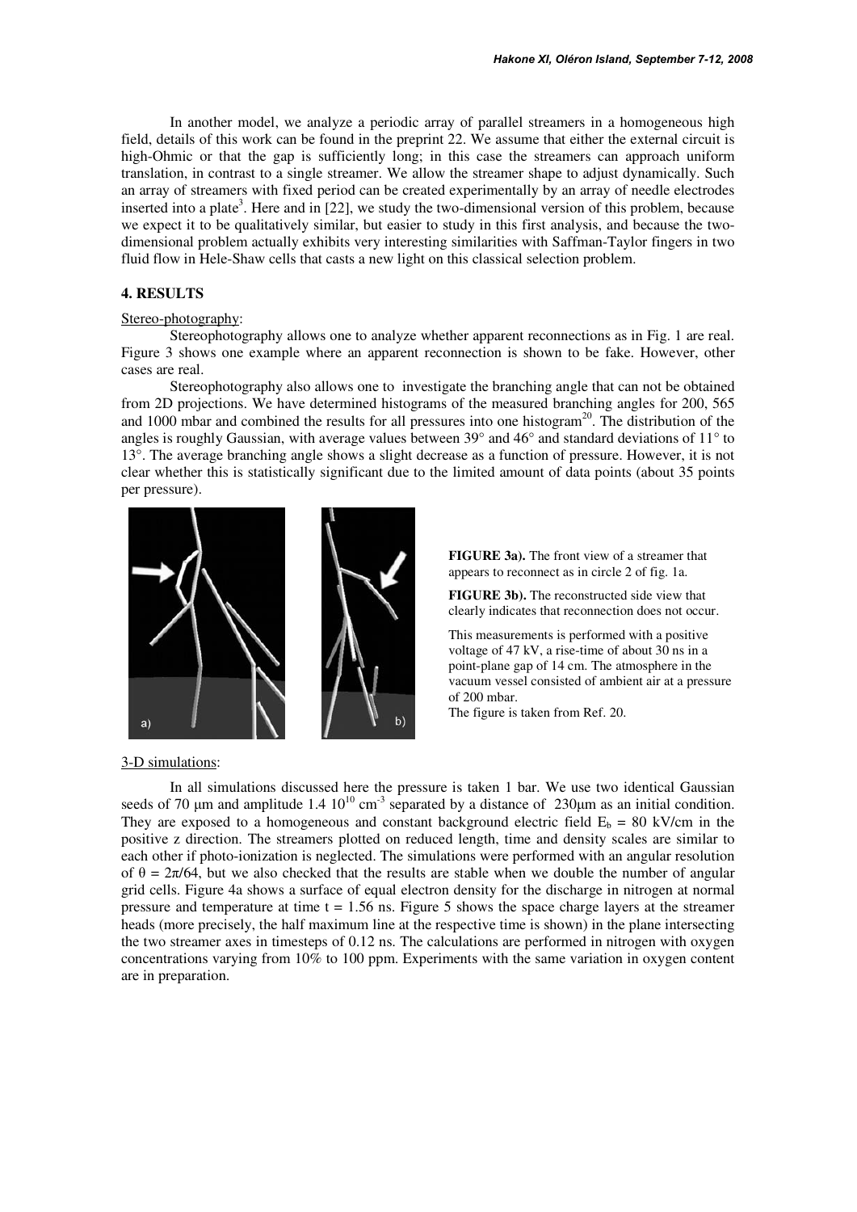In another model, we analyze a periodic array of parallel streamers in a homogeneous high field, details of this work can be found in the preprint 22. We assume that either the external circuit is high-Ohmic or that the gap is sufficiently long; in this case the streamers can approach uniform translation, in contrast to a single streamer. We allow the streamer shape to adjust dynamically. Such an array of streamers with fixed period can be created experimentally by an array of needle electrodes inserted into a plate[3]. Here and in [22], we study the two-dimensional version of this problem, because we expect it to be qualitatively similar, but easier to study in this first analysis, and because the two-dimensional problem actually exhibits very interesting similarities with Saffman-Taylor fingers in two fluid flow in Hele-Shaw cells that casts a new light on this classical selection problem.

## 4. RESULTS

Stereo-photography:

Stereophotography allows one to analyze whether apparent reconnections as in Fig. 1 are real. Figure 3 shows one example where an apparent reconnection is shown to be fake. However, other cases are real.

Stereophotography also allows one to investigate the branching angle that can not be obtained from 2D projections. We have determined histograms of the measured branching angles for 200, 565 and 1000 mbar and combined the results for all pressures into one histogram[20]. The distribution of the angles is roughly Gaussian, with average values between 39° and 46° and standard deviations of 11° to 13°. The average branching angle shows a slight decrease as a function of pressure. However, it is not clear whether this is statistically significant due to the limited amount of data points (about 35 points per pressure).

**FIGURE 3a).** The front view of a streamer that appears to reconnect as in circle 2 of fig. 1a.

**FIGURE 3b).** The reconstructed side view that clearly indicates that reconnection does not occur.

This measurements is performed with a positive voltage of 47 kV, a rise-time of about 30 ns in a point-plane gap of 14 cm. The atmosphere in the vacuum vessel consisted of ambient air at a pressure of 200 mbar.
The figure is taken from Ref. 20.

3-D simulations:

In all simulations discussed here the pressure is taken 1 bar. We use two identical Gaussian seeds of 70 µm and amplitude $1.4\ 10^{10}$ cm$^{-3}$ separated by a distance of 230µm as an initial condition. They are exposed to a homogeneous and constant background electric field $E_b$ = 80 kV/cm in the positive z direction. The streamers plotted on reduced length, time and density scales are similar to each other if photo-ionization is neglected. The simulations were performed with an angular resolution of $\theta = 2\pi/64$, but we also checked that the results are stable when we double the number of angular grid cells. Figure 4a shows a surface of equal electron density for the discharge in nitrogen at normal pressure and temperature at time t = 1.56 ns. Figure 5 shows the space charge layers at the streamer heads (more precisely, the half maximum line at the respective time is shown) in the plane intersecting the two streamer axes in timesteps of 0.12 ns. The calculations are performed in nitrogen with oxygen concentrations varying from 10% to 100 ppm. Experiments with the same variation in oxygen content are in preparation.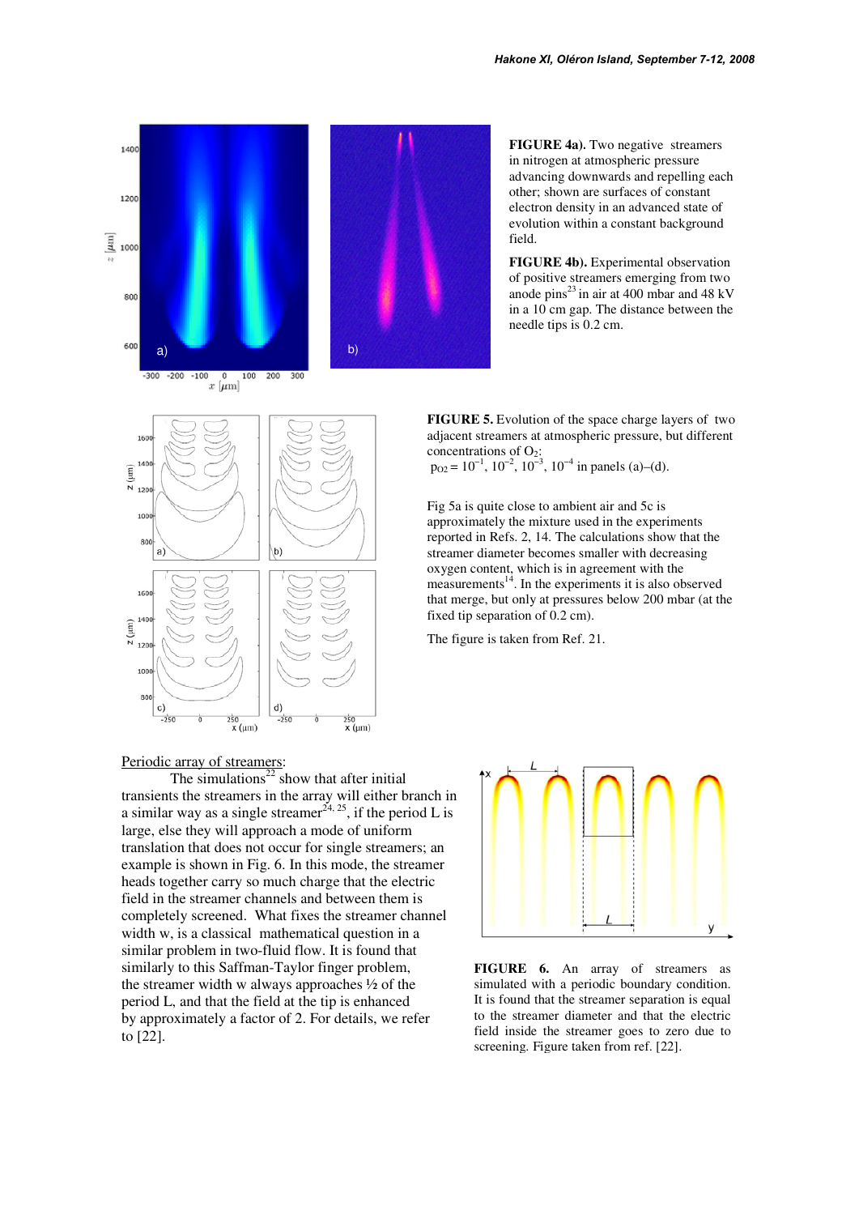**FIGURE 4a).** Two negative streamers in nitrogen at atmospheric pressure advancing downwards and repelling each other; shown are surfaces of constant electron density in an advanced state of evolution within a constant background field.

**FIGURE 4b).** Experimental observation of positive streamers emerging from two anode pins[23] in air at 400 mbar and 48 kV in a 10 cm gap. The distance between the needle tips is 0.2 cm.

**FIGURE 5.** Evolution of the space charge layers of two adjacent streamers at atmospheric pressure, but different concentrations of $O_2$:
$p_{O2} = 10^{-1}, 10^{-2}, 10^{-3}, 10^{-4}$ in panels (a)–(d).

Fig 5a is quite close to ambient air and 5c is approximately the mixture used in the experiments reported in Refs. 2, 14. The calculations show that the streamer diameter becomes smaller with decreasing oxygen content, which is in agreement with the measurements[14]. In the experiments it is also observed that merge, but only at pressures below 200 mbar (at the fixed tip separation of 0.2 cm).

The figure is taken from Ref. 21.

<u>Periodic array of streamers</u>:

The simulations[22] show that after initial transients the streamers in the array will either branch in a similar way as a single streamer[24, 25], if the period L is large, else they will approach a mode of uniform translation that does not occur for single streamers; an example is shown in Fig. 6. In this mode, the streamer heads together carry so much charge that the electric field in the streamer channels and between them is completely screened. What fixes the streamer channel width w, is a classical mathematical question in a similar problem in two-fluid flow. It is found that similarly to this Saffman-Taylor finger problem, the streamer width w always approaches ½ of the period L, and that the field at the tip is enhanced by approximately a factor of 2. For details, we refer to [22].

**FIGURE 6.** An array of streamers as simulated with a periodic boundary condition. It is found that the streamer separation is equal to the streamer diameter and that the electric field inside the streamer goes to zero due to screening. Figure taken from ref. [22].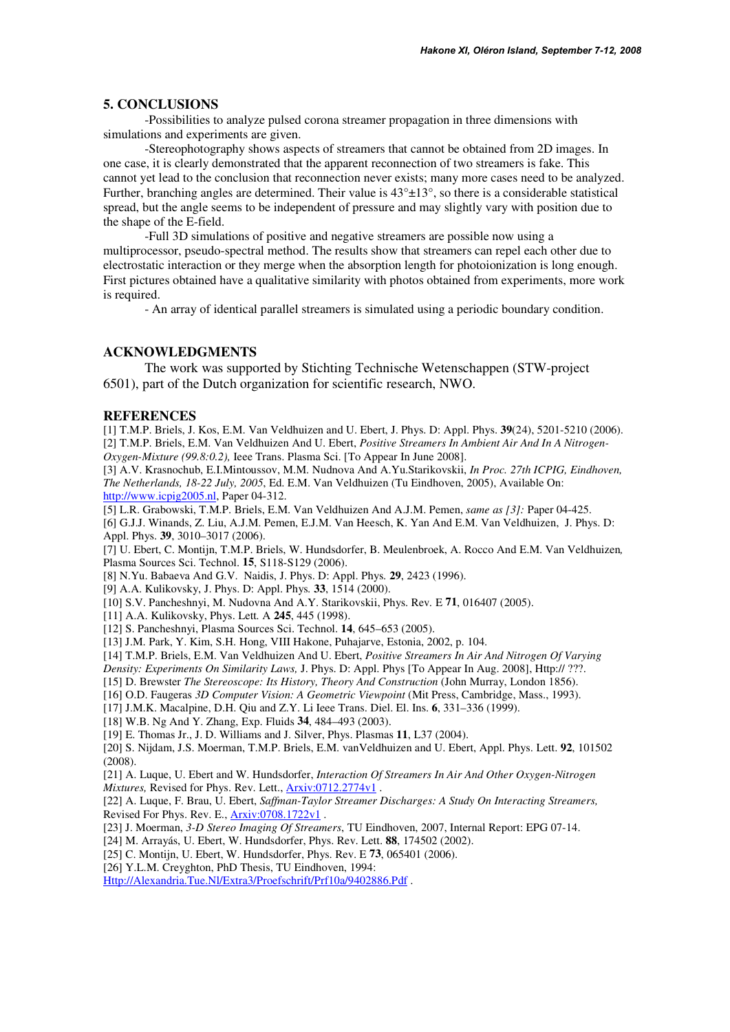## 5. CONCLUSIONS

-Possibilities to analyze pulsed corona streamer propagation in three dimensions with simulations and experiments are given.

-Stereophotography shows aspects of streamers that cannot be obtained from 2D images. In one case, it is clearly demonstrated that the apparent reconnection of two streamers is fake. This cannot yet lead to the conclusion that reconnection never exists; many more cases need to be analyzed. Further, branching angles are determined. Their value is $43°±13°$, so there is a considerable statistical spread, but the angle seems to be independent of pressure and may slightly vary with position due to the shape of the E-field.

-Full 3D simulations of positive and negative streamers are possible now using a multiprocessor, pseudo-spectral method. The results show that streamers can repel each other due to electrostatic interaction or they merge when the absorption length for photoionization is long enough. First pictures obtained have a qualitative similarity with photos obtained from experiments, more work is required.

- An array of identical parallel streamers is simulated using a periodic boundary condition.

## ACKNOWLEDGMENTS

The work was supported by Stichting Technische Wetenschappen (STW-project 6501), part of the Dutch organization for scientific research, NWO.

## REFERENCES

[1] T.M.P. Briels, J. Kos, E.M. Van Veldhuizen and U. Ebert, J. Phys. D: Appl. Phys. **39**(24), 5201-5210 (2006).
[2] T.M.P. Briels, E.M. Van Veldhuizen And U. Ebert, *Positive Streamers In Ambient Air And In A Nitrogen-Oxygen-Mixture (99.8:0.2),* Ieee Trans. Plasma Sci. [To Appear In June 2008].
[3] A.V. Krasnochub, E.I.Mintoussov, M.M. Nudnova And A.Yu.Starikovskii, *In Proc. 27th ICPIG, Eindhoven, The Netherlands, 18-22 July, 2005*, Ed. E.M. Van Veldhuizen (Tu Eindhoven, 2005), Available On: http://www.icpig2005.nl, Paper 04-312.
[5] L.R. Grabowski, T.M.P. Briels, E.M. Van Veldhuizen And A.J.M. Pemen, *same as [3]:* Paper 04-425.
[6] G.J.J. Winands, Z. Liu, A.J.M. Pemen, E.J.M. Van Heesch, K. Yan And E.M. Van Veldhuizen, J. Phys. D: Appl. Phys. **39**, 3010–3017 (2006).
[7] U. Ebert, C. Montijn, T.M.P. Briels, W. Hundsdorfer, B. Meulenbroek, A. Rocco And E.M. Van Veldhuizen*,* Plasma Sources Sci. Technol. **15**, S118-S129 (2006).
[8] N.Yu. Babaeva And G.V. Naidis, J. Phys. D: Appl. Phys. **29**, 2423 (1996).
[9] A.A. Kulikovsky, J. Phys. D: Appl. Phys. **33**, 1514 (2000).
[10] S.V. Pancheshnyi, M. Nudovna And A.Y. Starikovskii, Phys. Rev. E **71**, 016407 (2005).
[11] A.A. Kulikovsky, Phys. Lett. A **245**, 445 (1998).
[12] S. Pancheshnyi, Plasma Sources Sci. Technol. **14**, 645–653 (2005).
[13] J.M. Park, Y. Kim, S.H. Hong, VIII Hakone, Puhajarve, Estonia, 2002, p. 104.
[14] T.M.P. Briels, E.M. Van Veldhuizen And U. Ebert, *Positive Streamers In Air And Nitrogen Of Varying Density: Experiments On Similarity Laws,* J. Phys. D: Appl. Phys [To Appear In Aug. 2008], Http:// ???.
[15] D. Brewster *The Stereoscope: Its History, Theory And Construction* (John Murray, London 1856).
[16] O.D. Faugeras *3D Computer Vision: A Geometric Viewpoint* (Mit Press, Cambridge, Mass., 1993).
[17] J.M.K. Macalpine, D.H. Qiu and Z.Y. Li Ieee Trans. Diel. El. Ins. **6**, 331–336 (1999).
[18] W.B. Ng And Y. Zhang, Exp. Fluids **34**, 484–493 (2003).
[19] E. Thomas Jr., J. D. Williams and J. Silver, Phys. Plasmas **11**, L37 (2004).
[20] S. Nijdam, J.S. Moerman, T.M.P. Briels, E.M. vanVeldhuizen and U. Ebert, Appl. Phys. Lett. **92**, 101502 (2008).
[21] A. Luque, U. Ebert and W. Hundsdorfer, *Interaction Of Streamers In Air And Other Oxygen-Nitrogen Mixtures,* Revised for Phys. Rev. Lett., Arxiv:0712.2774v1 .
[22] A. Luque, F. Brau, U. Ebert, *Saffman-Taylor Streamer Discharges: A Study On Interacting Streamers,* Revised For Phys. Rev. E., Arxiv:0708.1722v1 .
[23] J. Moerman, *3-D Stereo Imaging Of Streamers*, TU Eindhoven, 2007, Internal Report: EPG 07-14.
[24] M. Arrayás, U. Ebert, W. Hundsdorfer, Phys. Rev. Lett. **88**, 174502 (2002).
[25] C. Montijn, U. Ebert, W. Hundsdorfer, Phys. Rev. E **73**, 065401 (2006).
[26] Y.L.M. Creyghton, PhD Thesis, TU Eindhoven, 1994: Http://Alexandria.Tue.Nl/Extra3/Proefschrift/Prf10a/9402886.Pdf .